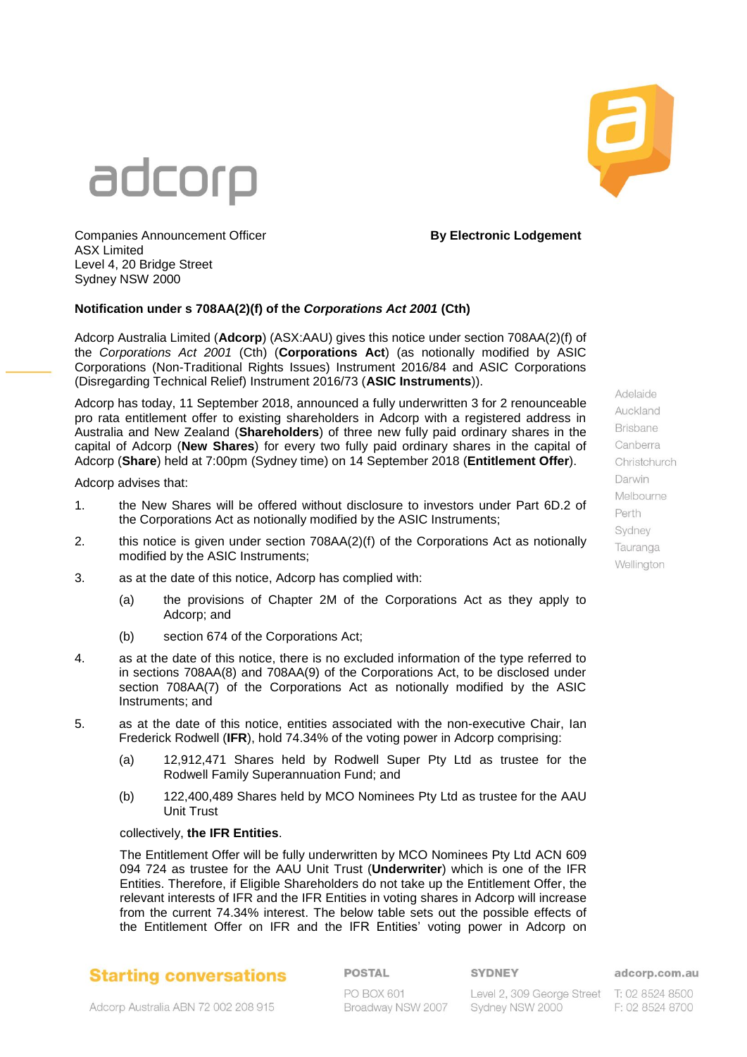adcorp

Companies Announcement Officer
ASX Limited
Level 4, 20 Bridge Street
Sydney NSW 2000

**By Electronic Lodgement**

**Notification under s 708AA(2)(f) of the *Corporations Act 2001* (Cth)**

Adcorp Australia Limited (**Adcorp**) (ASX:AAU) gives this notice under section 708AA(2)(f) of the *Corporations Act 2001* (Cth) (**Corporations Act**) (as notionally modified by ASIC Corporations (Non-Traditional Rights Issues) Instrument 2016/84 and ASIC Corporations (Disregarding Technical Relief) Instrument 2016/73 (**ASIC Instruments**)).

Adcorp has today, 11 September 2018, announced a fully underwritten 3 for 2 renounceable pro rata entitlement offer to existing shareholders in Adcorp with a registered address in Australia and New Zealand (**Shareholders**) of three new fully paid ordinary shares in the capital of Adcorp (**New Shares**) for every two fully paid ordinary shares in the capital of Adcorp (**Share**) held at 7:00pm (Sydney time) on 14 September 2018 (**Entitlement Offer**).

Adcorp advises that:

1. the New Shares will be offered without disclosure to investors under Part 6D.2 of the Corporations Act as notionally modified by the ASIC Instruments;
2. this notice is given under section 708AA(2)(f) of the Corporations Act as notionally modified by the ASIC Instruments;
3. as at the date of this notice, Adcorp has complied with:
   (a) the provisions of Chapter 2M of the Corporations Act as they apply to Adcorp; and
   (b) section 674 of the Corporations Act;
4. as at the date of this notice, there is no excluded information of the type referred to in sections 708AA(8) and 708AA(9) of the Corporations Act, to be disclosed under section 708AA(7) of the Corporations Act as notionally modified by the ASIC Instruments; and
5. as at the date of this notice, entities associated with the non-executive Chair, Ian Frederick Rodwell (**IFR**), hold 74.34% of the voting power in Adcorp comprising:
   (a) 12,912,471 Shares held by Rodwell Super Pty Ltd as trustee for the Rodwell Family Superannuation Fund; and
   (b) 122,400,489 Shares held by MCO Nominees Pty Ltd as trustee for the AAU Unit Trust

   collectively, **the IFR Entities**.

   The Entitlement Offer will be fully underwritten by MCO Nominees Pty Ltd ACN 609 094 724 as trustee for the AAU Unit Trust (**Underwriter**) which is one of the IFR Entities. Therefore, if Eligible Shareholders do not take up the Entitlement Offer, the relevant interests of IFR and the IFR Entities in voting shares in Adcorp will increase from the current 74.34% interest. The below table sets out the possible effects of the Entitlement Offer on IFR and the IFR Entities' voting power in Adcorp on

Adelaide
Auckland
Brisbane
Canberra
Christchurch
Darwin
Melbourne
Perth
Sydney
Tauranga
Wellington

**Starting conversations**

Adcorp Australia ABN 72 002 208 915

**POSTAL**
PO BOX 601
Broadway NSW 2007

**SYDNEY**
Level 2, 309 George Street
Sydney NSW 2000

**adcorp.com.au**
T: 02 8524 8500
F: 02 8524 8700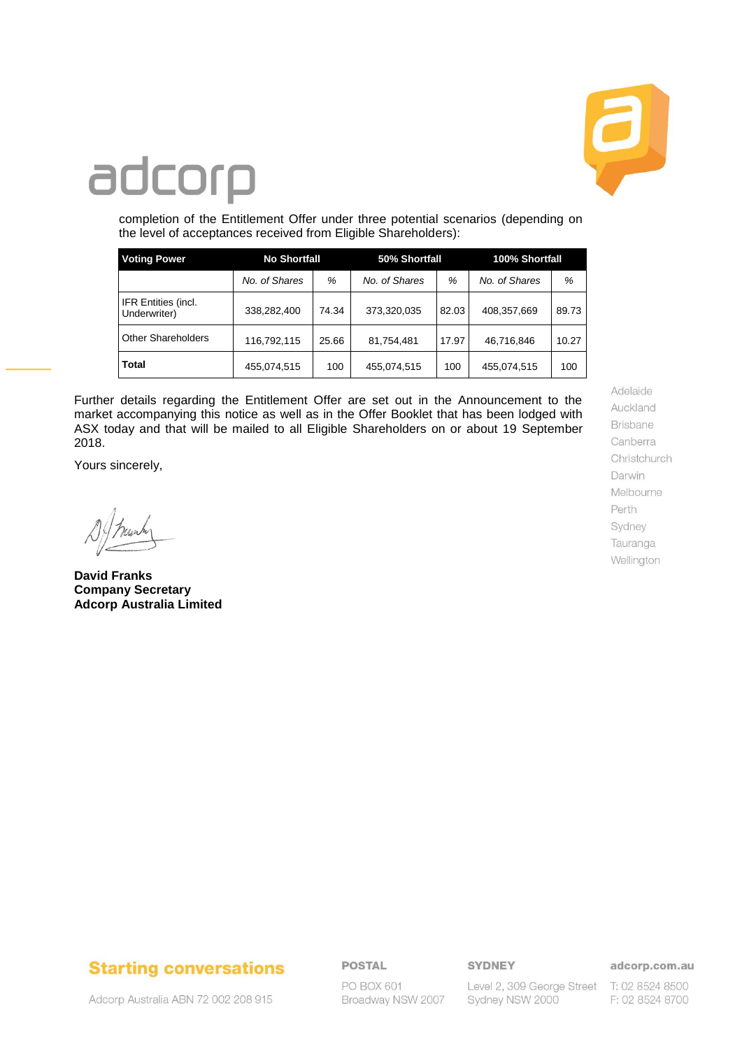completion of the Entitlement Offer under three potential scenarios (depending on the level of acceptances received from Eligible Shareholders):

| **Voting Power** | **No Shortfall** | | **50% Shortfall** | | **100% Shortfall** | |
|---|---|---|---|---|---|---|
| | *No. of Shares* | *%* | *No. of Shares* | *%* | *No. of Shares* | *%* |
| IFR Entities (incl. Underwriter) | 338,282,400 | 74.34 | 373,320,035 | 82.03 | 408,357,669 | 89.73 |
| Other Shareholders | 116,792,115 | 25.66 | 81,754,481 | 17.97 | 46,716,846 | 10.27 |
| **Total** | 455,074,515 | 100 | 455,074,515 | 100 | 455,074,515 | 100 |

Further details regarding the Entitlement Offer are set out in the Announcement to the market accompanying this notice as well as in the Offer Booklet that has been lodged with ASX today and that will be mailed to all Eligible Shareholders on or about 19 September 2018.

Yours sincerely,

**David Franks**
**Company Secretary**
**Adcorp Australia Limited**